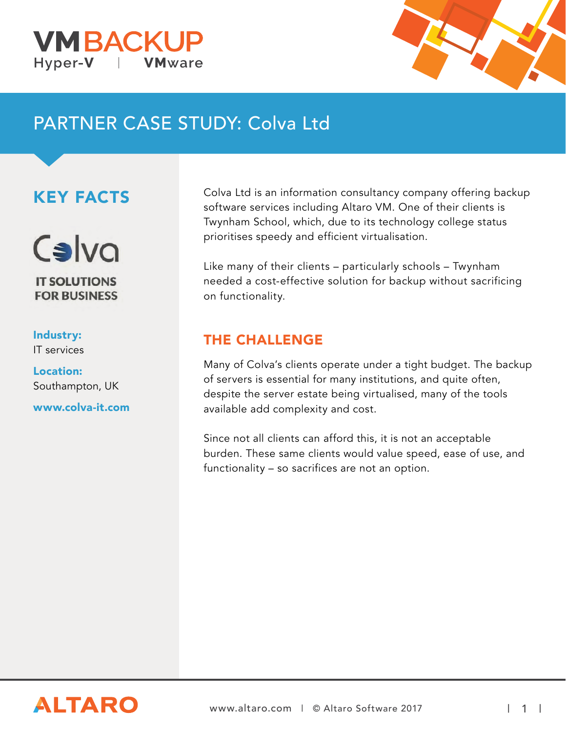VM BACKUP
Hyper-V | VMware

# PARTNER CASE STUDY: Colva Ltd

## KEY FACTS

Colva
IT SOLUTIONS FOR BUSINESS

**Industry:**
IT services

**Location:**
Southampton, UK

**www.colva-it.com**

Colva Ltd is an information consultancy company offering backup software services including Altaro VM. One of their clients is Twynham School, which, due to its technology college status prioritises speedy and efficient virtualisation.

Like many of their clients – particularly schools – Twynham needed a cost-effective solution for backup without sacrificing on functionality.

## THE CHALLENGE

Many of Colva's clients operate under a tight budget. The backup of servers is essential for many institutions, and quite often, despite the server estate being virtualised, many of the tools available add complexity and cost.

Since not all clients can afford this, it is not an acceptable burden. These same clients would value speed, ease of use, and functionality – so sacrifices are not an option.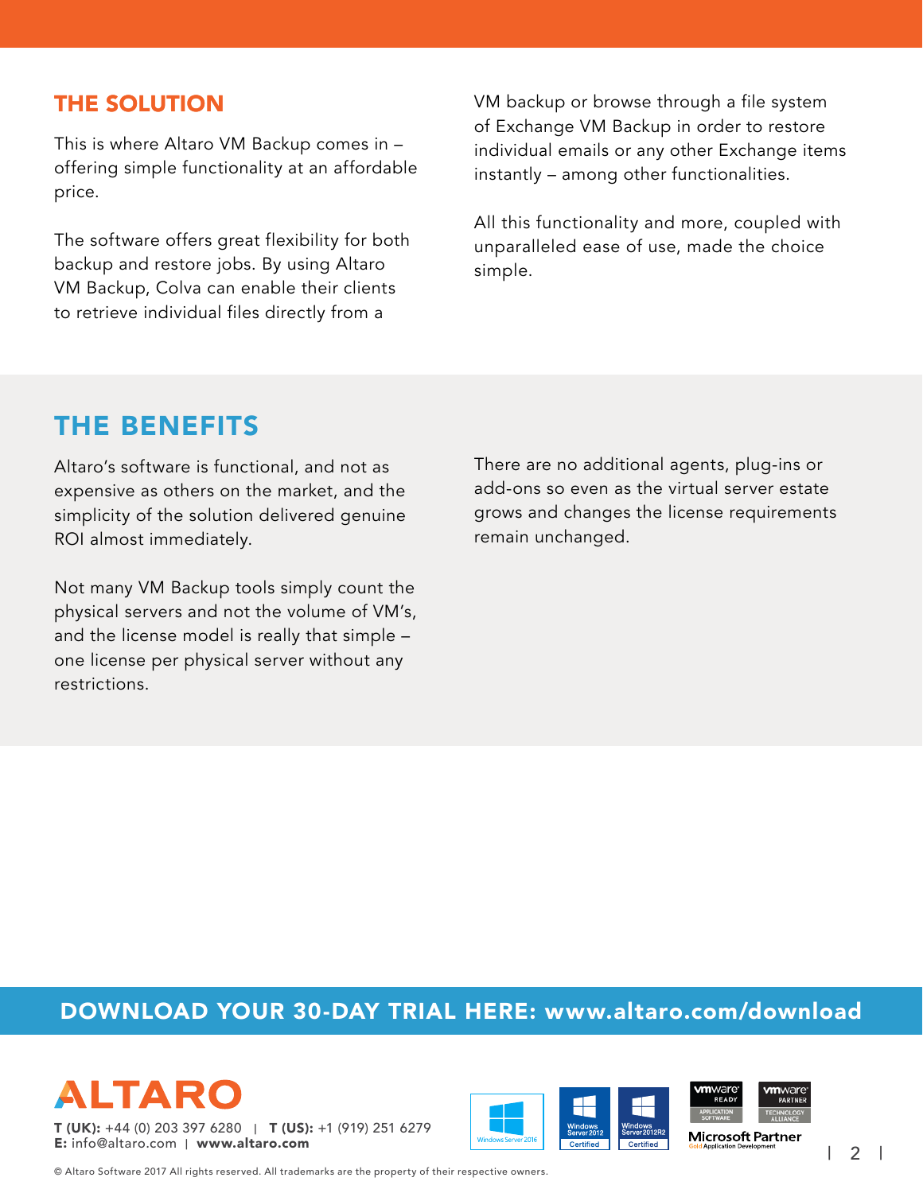## THE SOLUTION

This is where Altaro VM Backup comes in – offering simple functionality at an affordable price.

The software offers great flexibility for both backup and restore jobs. By using Altaro VM Backup, Colva can enable their clients to retrieve individual files directly from a VM backup or browse through a file system of Exchange VM Backup in order to restore individual emails or any other Exchange items instantly – among other functionalities.

All this functionality and more, coupled with unparalleled ease of use, made the choice simple.

## THE BENEFITS

Altaro's software is functional, and not as expensive as others on the market, and the simplicity of the solution delivered genuine ROI almost immediately.

Not many VM Backup tools simply count the physical servers and not the volume of VM's, and the license model is really that simple – one license per physical server without any restrictions.

There are no additional agents, plug-ins or add-ons so even as the virtual server estate grows and changes the license requirements remain unchanged.

**DOWNLOAD YOUR 30-DAY TRIAL HERE: www.altaro.com/download**

ALTARO

**T (UK):** +44 (0) 203 397 6280 | **T (US):** +1 (919) 251 6279
**E:** info@altaro.com | **www.altaro.com**

© Altaro Software 2017 All rights reserved. All trademarks are the property of their respective owners.